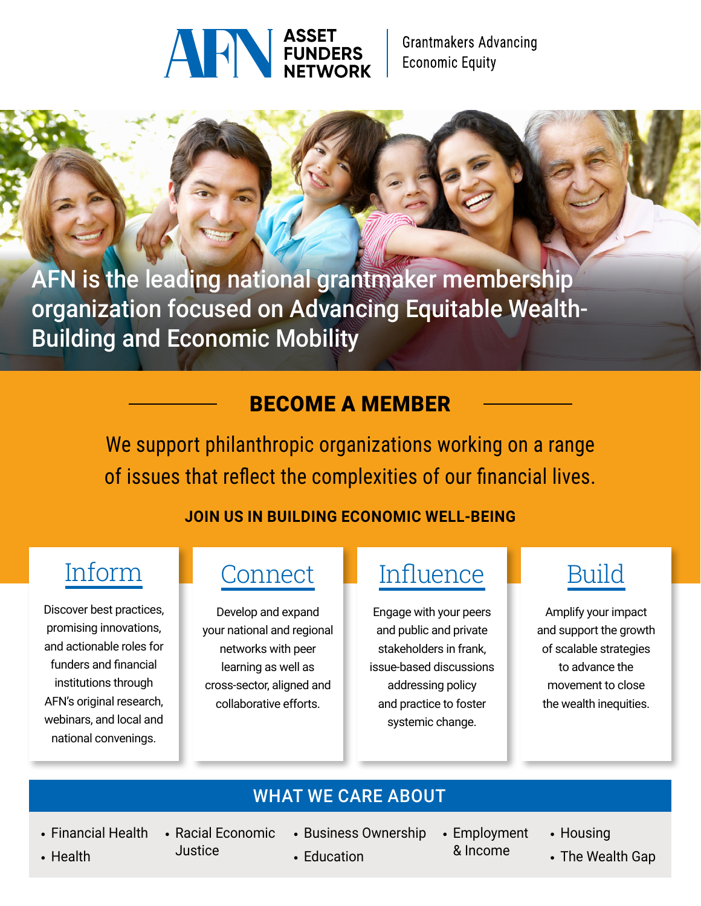# ASSET FUNDERS NETWORK

Grantmakers Advancing Economic Equity

AFN is the leading national grantmaker membership organization focused on Advancing Equitable Wealth-Building and Economic Mobility

## BECOME A MEMBER

We support philanthropic organizations working on a range of issues that reflect the complexities of our financial lives.

**JOIN US IN BUILDING ECONOMIC WELL-BEING**

### Inform

Discover best practices, promising innovations, and actionable roles for funders and financial institutions through AFN's original research, webinars, and local and national convenings.

### Connect

Develop and expand your national and regional networks with peer learning as well as cross-sector, aligned and collaborative efforts.

### Influence

Engage with your peers and public and private stakeholders in frank, issue-based discussions addressing policy and practice to foster systemic change.

### Build

Amplify your impact and support the growth of scalable strategies to advance the movement to close the wealth inequities.

## WHAT WE CARE ABOUT

- Financial Health
- Health
- Racial Economic Justice
- Business Ownership
- Education
- Employment & Income
- Housing
- The Wealth Gap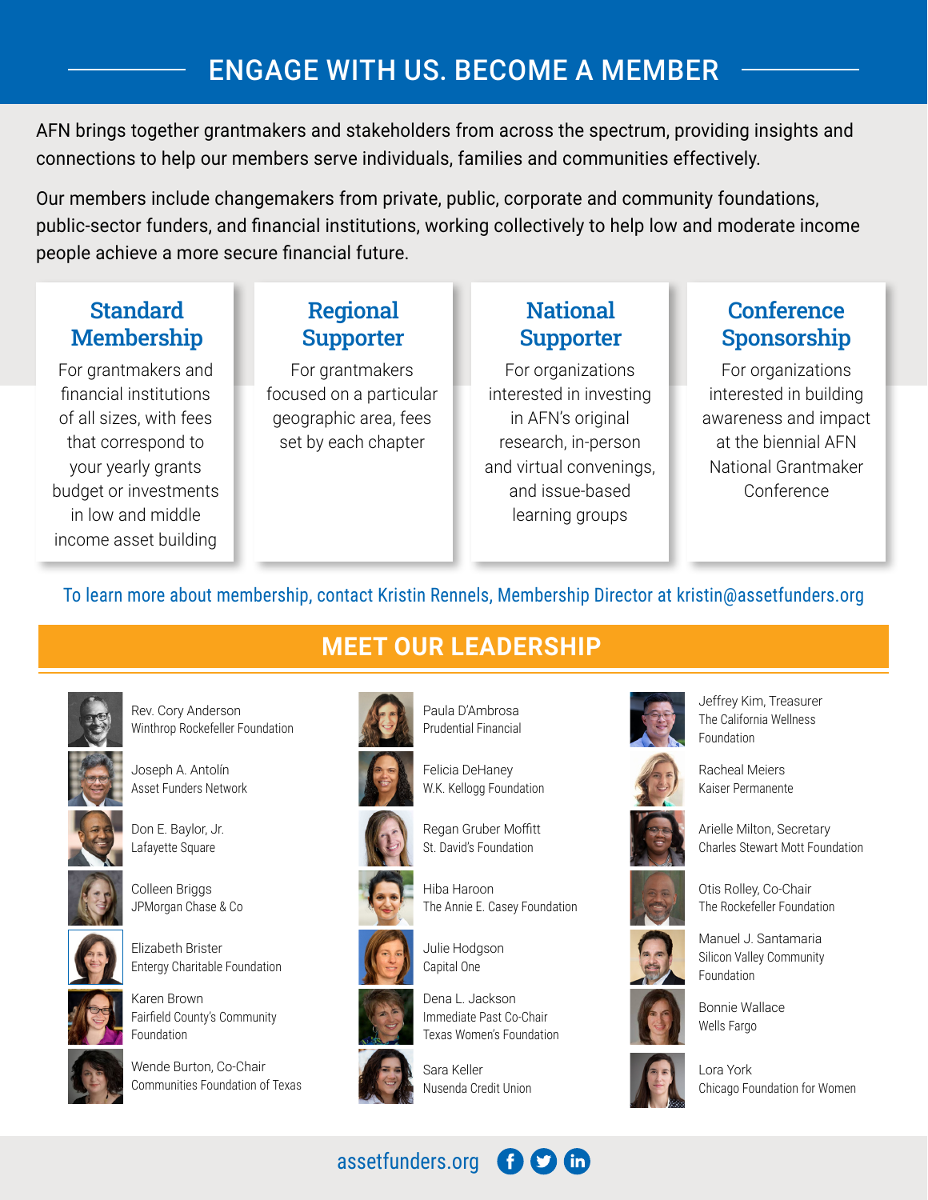## ENGAGE WITH US. BECOME A MEMBER

AFN brings together grantmakers and stakeholders from across the spectrum, providing insights and connections to help our members serve individuals, families and communities effectively.

Our members include changemakers from private, public, corporate and community foundations, public-sector funders, and financial institutions, working collectively to help low and moderate income people achieve a more secure financial future.

### Standard Membership

For grantmakers and financial institutions of all sizes, with fees that correspond to your yearly grants budget or investments in low and middle income asset building

### Regional Supporter

For grantmakers focused on a particular geographic area, fees set by each chapter

### National Supporter

For organizations interested in investing in AFN's original research, in-person and virtual convenings, and issue-based learning groups

### Conference Sponsorship

For organizations interested in building awareness and impact at the biennial AFN National Grantmaker Conference

To learn more about membership, contact Kristin Rennels, Membership Director at kristin@assetfunders.org

## MEET OUR LEADERSHIP

Rev. Cory Anderson
Winthrop Rockefeller Foundation

Joseph A. Antolín
Asset Funders Network

Don E. Baylor, Jr.
Lafayette Square

Colleen Briggs
JPMorgan Chase & Co

Elizabeth Brister
Entergy Charitable Foundation

Karen Brown
Fairfield County's Community Foundation

Wende Burton, Co-Chair
Communities Foundation of Texas

Paula D'Ambrosa
Prudential Financial

Felicia DeHaney
W.K. Kellogg Foundation

Regan Gruber Moffitt
St. David's Foundation

Hiba Haroon
The Annie E. Casey Foundation

Julie Hodgson
Capital One

Dena L. Jackson
Immediate Past Co-Chair
Texas Women's Foundation

Sara Keller
Nusenda Credit Union

Jeffrey Kim, Treasurer
The California Wellness Foundation

Racheal Meiers
Kaiser Permanente

Arielle Milton, Secretary
Charles Stewart Mott Foundation

Otis Rolley, Co-Chair
The Rockefeller Foundation

Manuel J. Santamaria
Silicon Valley Community Foundation

Bonnie Wallace
Wells Fargo

Lora York
Chicago Foundation for Women

assetfunders.org